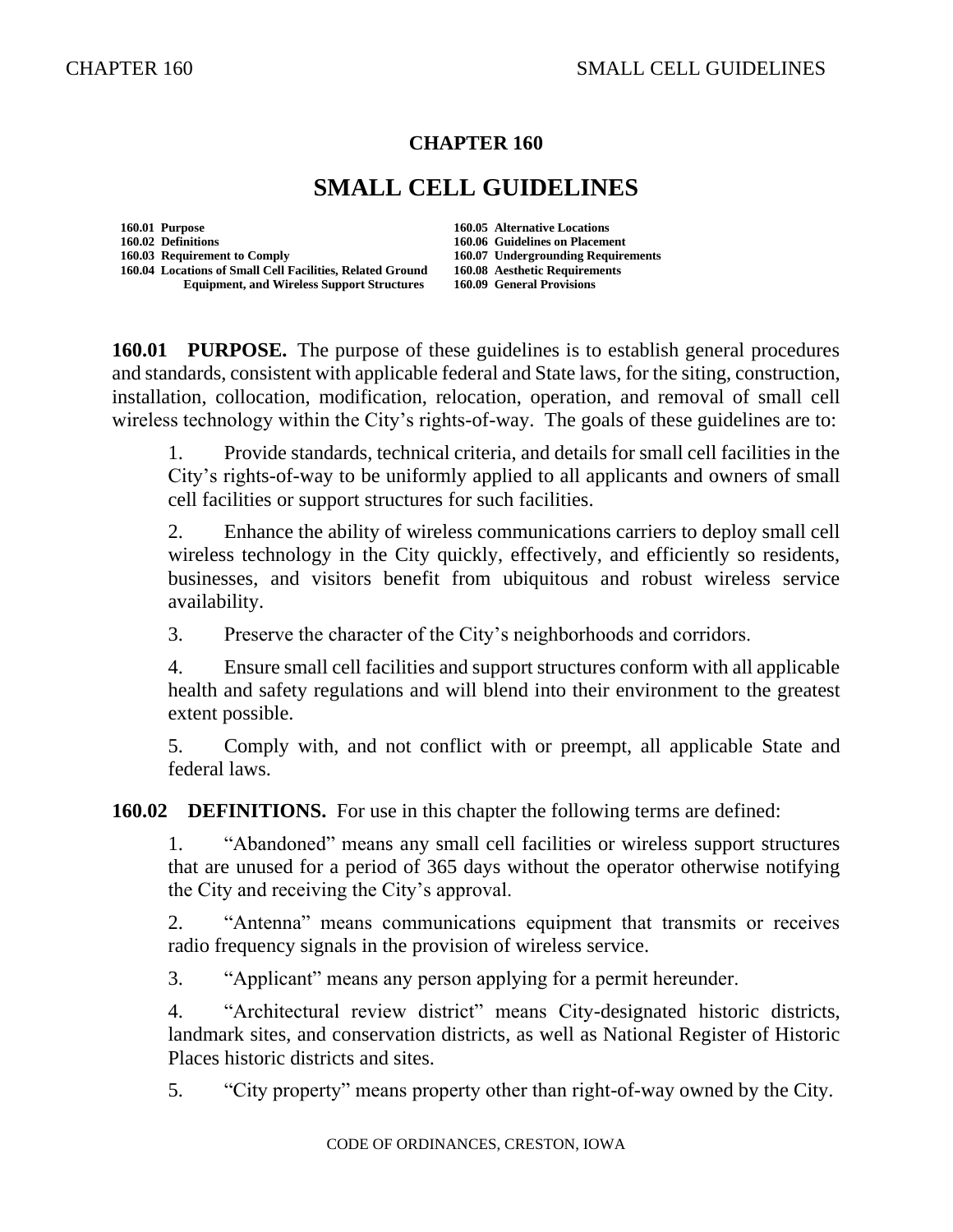# CHAPTER 160

# SMALL CELL GUIDELINES

160.01 Purpose
160.02 Definitions
160.03 Requirement to Comply
160.04 Locations of Small Cell Facilities, Related Ground Equipment, and Wireless Support Structures
160.05 Alternative Locations
160.06 Guidelines on Placement
160.07 Undergrounding Requirements
160.08 Aesthetic Requirements
160.09 General Provisions

**160.01 PURPOSE.** The purpose of these guidelines is to establish general procedures and standards, consistent with applicable federal and State laws, for the siting, construction, installation, collocation, modification, relocation, operation, and removal of small cell wireless technology within the City's rights-of-way. The goals of these guidelines are to:

1. Provide standards, technical criteria, and details for small cell facilities in the City's rights-of-way to be uniformly applied to all applicants and owners of small cell facilities or support structures for such facilities.

2. Enhance the ability of wireless communications carriers to deploy small cell wireless technology in the City quickly, effectively, and efficiently so residents, businesses, and visitors benefit from ubiquitous and robust wireless service availability.

3. Preserve the character of the City's neighborhoods and corridors.

4. Ensure small cell facilities and support structures conform with all applicable health and safety regulations and will blend into their environment to the greatest extent possible.

5. Comply with, and not conflict with or preempt, all applicable State and federal laws.

**160.02 DEFINITIONS.** For use in this chapter the following terms are defined:

1. "Abandoned" means any small cell facilities or wireless support structures that are unused for a period of 365 days without the operator otherwise notifying the City and receiving the City's approval.

2. "Antenna" means communications equipment that transmits or receives radio frequency signals in the provision of wireless service.

3. "Applicant" means any person applying for a permit hereunder.

4. "Architectural review district" means City-designated historic districts, landmark sites, and conservation districts, as well as National Register of Historic Places historic districts and sites.

5. "City property" means property other than right-of-way owned by the City.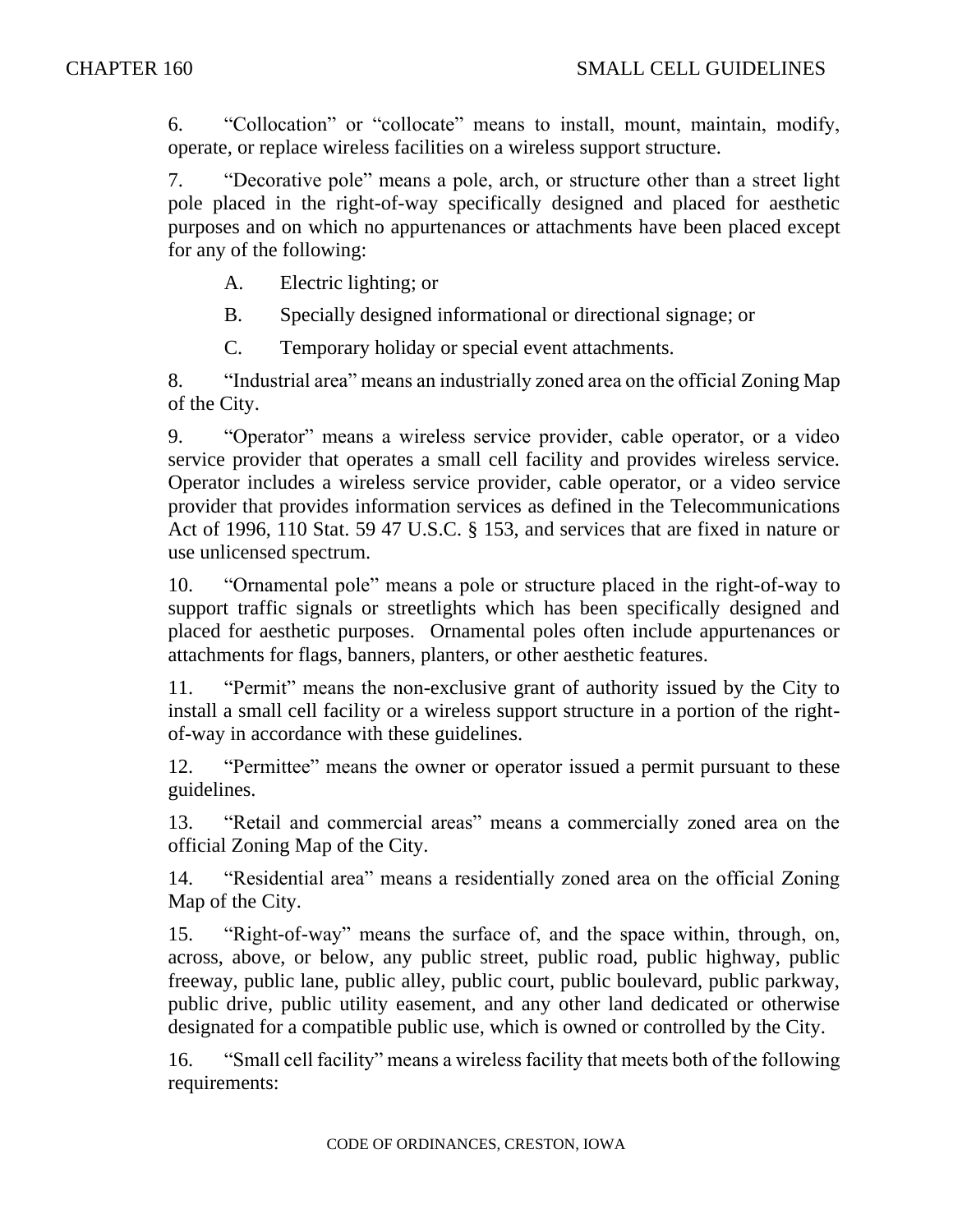6. "Collocation" or "collocate" means to install, mount, maintain, modify, operate, or replace wireless facilities on a wireless support structure.

7. "Decorative pole" means a pole, arch, or structure other than a street light pole placed in the right-of-way specifically designed and placed for aesthetic purposes and on which no appurtenances or attachments have been placed except for any of the following:

   A. Electric lighting; or

   B. Specially designed informational or directional signage; or

   C. Temporary holiday or special event attachments.

8. "Industrial area" means an industrially zoned area on the official Zoning Map of the City.

9. "Operator" means a wireless service provider, cable operator, or a video service provider that operates a small cell facility and provides wireless service. Operator includes a wireless service provider, cable operator, or a video service provider that provides information services as defined in the Telecommunications Act of 1996, 110 Stat. 59 47 U.S.C. § 153, and services that are fixed in nature or use unlicensed spectrum.

10. "Ornamental pole" means a pole or structure placed in the right-of-way to support traffic signals or streetlights which has been specifically designed and placed for aesthetic purposes. Ornamental poles often include appurtenances or attachments for flags, banners, planters, or other aesthetic features.

11. "Permit" means the non-exclusive grant of authority issued by the City to install a small cell facility or a wireless support structure in a portion of the right-of-way in accordance with these guidelines.

12. "Permittee" means the owner or operator issued a permit pursuant to these guidelines.

13. "Retail and commercial areas" means a commercially zoned area on the official Zoning Map of the City.

14. "Residential area" means a residentially zoned area on the official Zoning Map of the City.

15. "Right-of-way" means the surface of, and the space within, through, on, across, above, or below, any public street, public road, public highway, public freeway, public lane, public alley, public court, public boulevard, public parkway, public drive, public utility easement, and any other land dedicated or otherwise designated for a compatible public use, which is owned or controlled by the City.

16. "Small cell facility" means a wireless facility that meets both of the following requirements: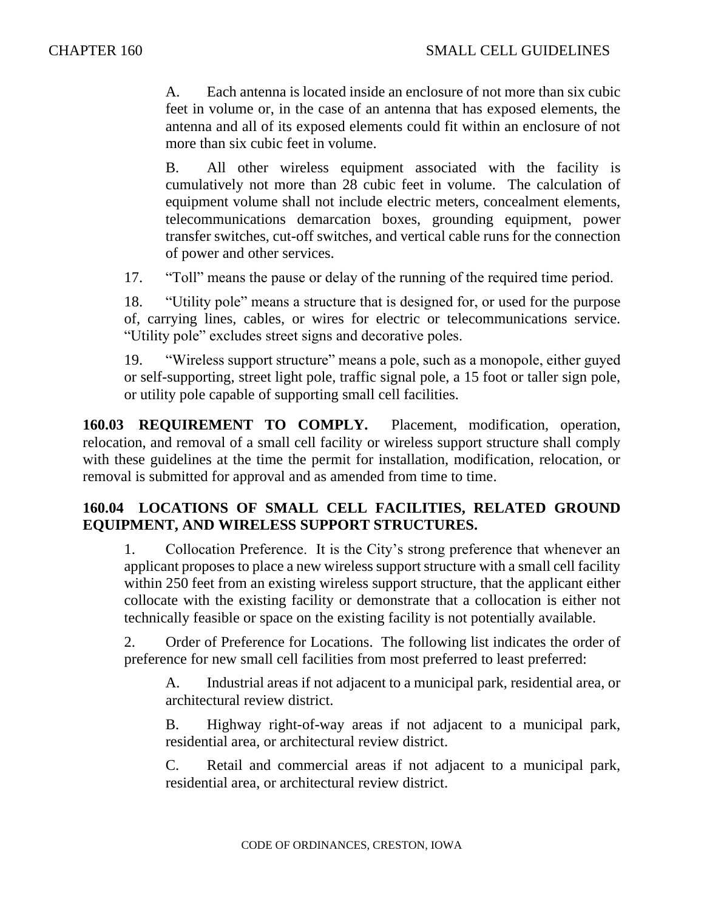A. Each antenna is located inside an enclosure of not more than six cubic feet in volume or, in the case of an antenna that has exposed elements, the antenna and all of its exposed elements could fit within an enclosure of not more than six cubic feet in volume.

B. All other wireless equipment associated with the facility is cumulatively not more than 28 cubic feet in volume. The calculation of equipment volume shall not include electric meters, concealment elements, telecommunications demarcation boxes, grounding equipment, power transfer switches, cut-off switches, and vertical cable runs for the connection of power and other services.

17. "Toll" means the pause or delay of the running of the required time period.

18. "Utility pole" means a structure that is designed for, or used for the purpose of, carrying lines, cables, or wires for electric or telecommunications service. "Utility pole" excludes street signs and decorative poles.

19. "Wireless support structure" means a pole, such as a monopole, either guyed or self-supporting, street light pole, traffic signal pole, a 15 foot or taller sign pole, or utility pole capable of supporting small cell facilities.

**160.03 REQUIREMENT TO COMPLY.** Placement, modification, operation, relocation, and removal of a small cell facility or wireless support structure shall comply with these guidelines at the time the permit for installation, modification, relocation, or removal is submitted for approval and as amended from time to time.

## 160.04 LOCATIONS OF SMALL CELL FACILITIES, RELATED GROUND EQUIPMENT, AND WIRELESS SUPPORT STRUCTURES.

1. Collocation Preference. It is the City's strong preference that whenever an applicant proposes to place a new wireless support structure with a small cell facility within 250 feet from an existing wireless support structure, that the applicant either collocate with the existing facility or demonstrate that a collocation is either not technically feasible or space on the existing facility is not potentially available.

2. Order of Preference for Locations. The following list indicates the order of preference for new small cell facilities from most preferred to least preferred:

A. Industrial areas if not adjacent to a municipal park, residential area, or architectural review district.

B. Highway right-of-way areas if not adjacent to a municipal park, residential area, or architectural review district.

C. Retail and commercial areas if not adjacent to a municipal park, residential area, or architectural review district.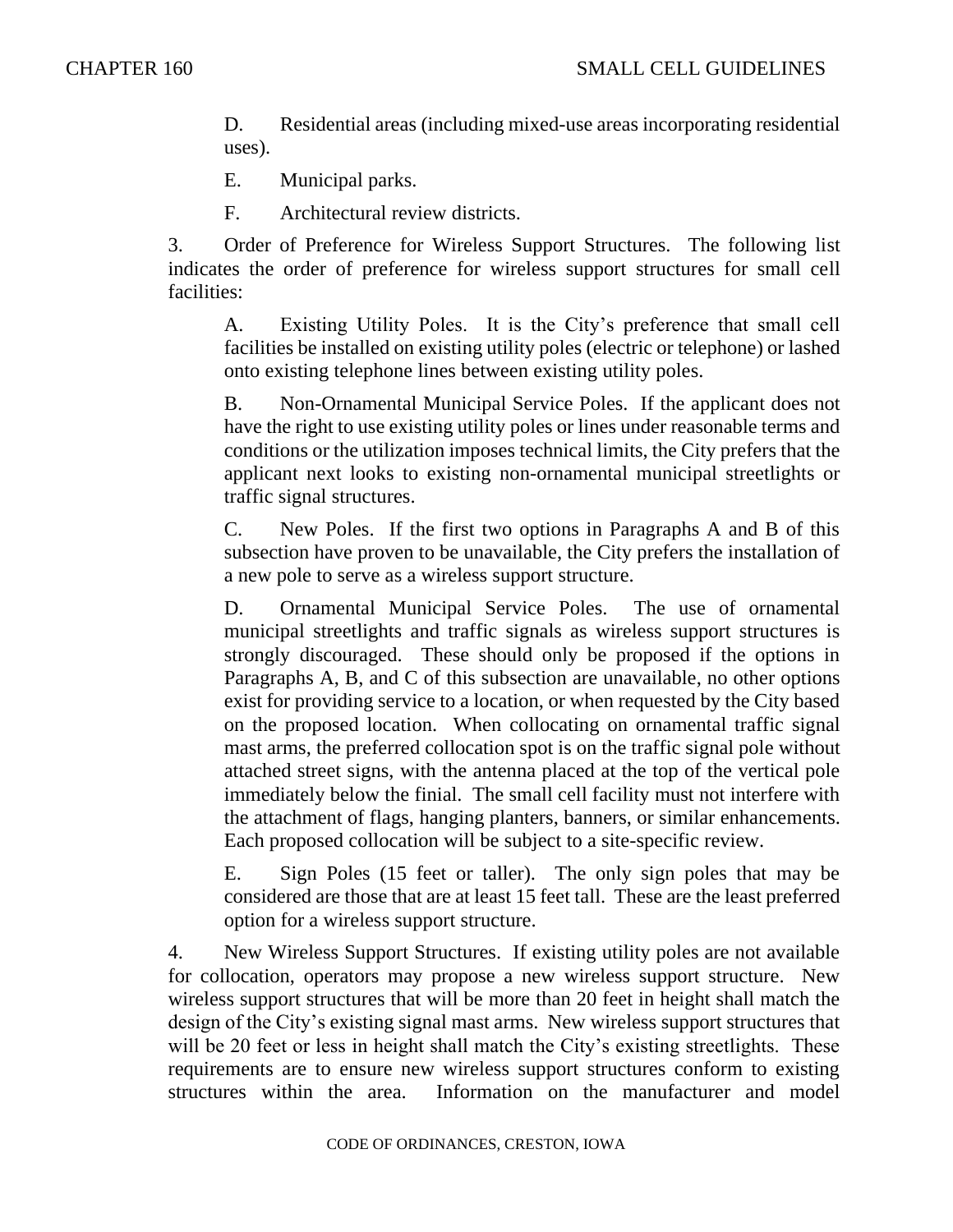D. Residential areas (including mixed-use areas incorporating residential uses).

E. Municipal parks.

F. Architectural review districts.

3. Order of Preference for Wireless Support Structures. The following list indicates the order of preference for wireless support structures for small cell facilities:

A. Existing Utility Poles. It is the City's preference that small cell facilities be installed on existing utility poles (electric or telephone) or lashed onto existing telephone lines between existing utility poles.

B. Non-Ornamental Municipal Service Poles. If the applicant does not have the right to use existing utility poles or lines under reasonable terms and conditions or the utilization imposes technical limits, the City prefers that the applicant next looks to existing non-ornamental municipal streetlights or traffic signal structures.

C. New Poles. If the first two options in Paragraphs A and B of this subsection have proven to be unavailable, the City prefers the installation of a new pole to serve as a wireless support structure.

D. Ornamental Municipal Service Poles. The use of ornamental municipal streetlights and traffic signals as wireless support structures is strongly discouraged. These should only be proposed if the options in Paragraphs A, B, and C of this subsection are unavailable, no other options exist for providing service to a location, or when requested by the City based on the proposed location. When collocating on ornamental traffic signal mast arms, the preferred collocation spot is on the traffic signal pole without attached street signs, with the antenna placed at the top of the vertical pole immediately below the finial. The small cell facility must not interfere with the attachment of flags, hanging planters, banners, or similar enhancements. Each proposed collocation will be subject to a site-specific review.

E. Sign Poles (15 feet or taller). The only sign poles that may be considered are those that are at least 15 feet tall. These are the least preferred option for a wireless support structure.

4. New Wireless Support Structures. If existing utility poles are not available for collocation, operators may propose a new wireless support structure. New wireless support structures that will be more than 20 feet in height shall match the design of the City's existing signal mast arms. New wireless support structures that will be 20 feet or less in height shall match the City's existing streetlights. These requirements are to ensure new wireless support structures conform to existing structures within the area. Information on the manufacturer and model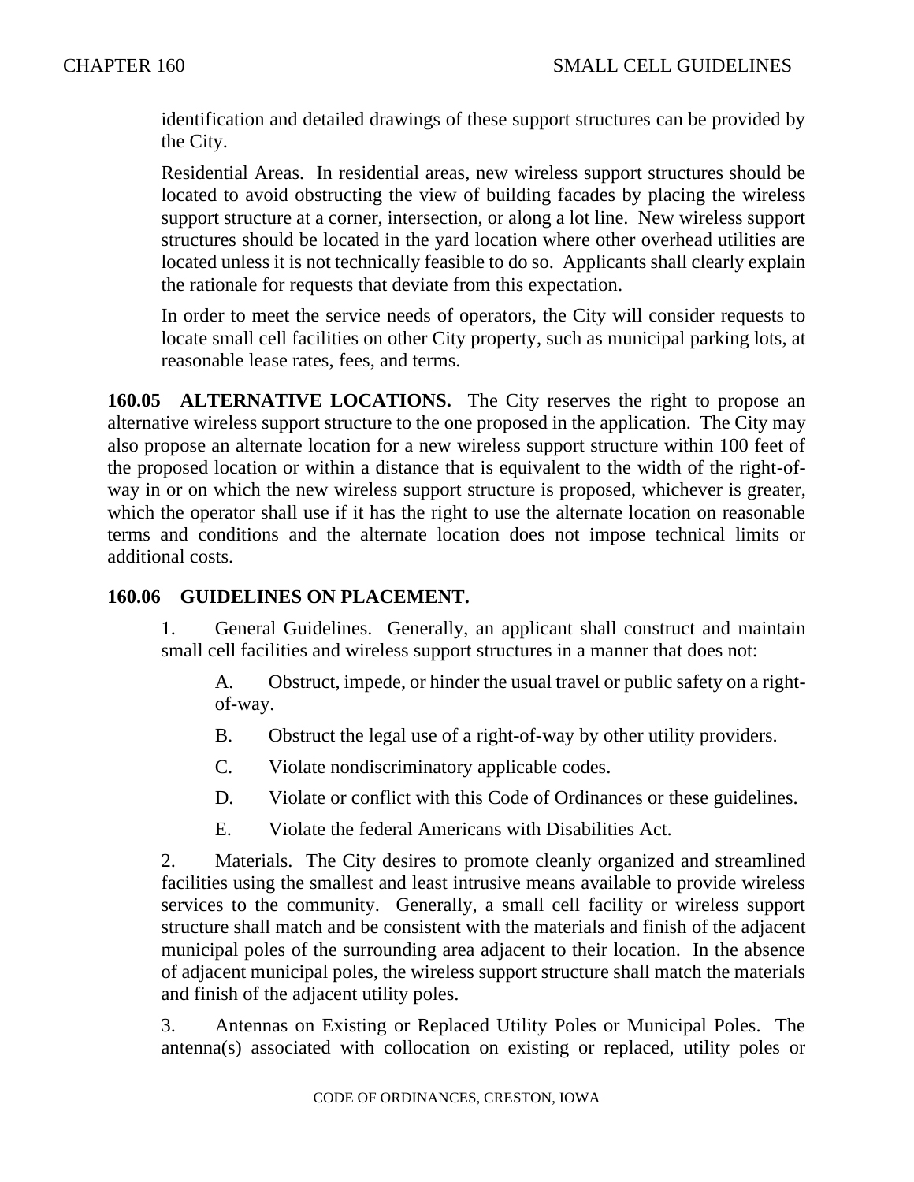identification and detailed drawings of these support structures can be provided by the City.

Residential Areas. In residential areas, new wireless support structures should be located to avoid obstructing the view of building facades by placing the wireless support structure at a corner, intersection, or along a lot line. New wireless support structures should be located in the yard location where other overhead utilities are located unless it is not technically feasible to do so. Applicants shall clearly explain the rationale for requests that deviate from this expectation.

In order to meet the service needs of operators, the City will consider requests to locate small cell facilities on other City property, such as municipal parking lots, at reasonable lease rates, fees, and terms.

**160.05 ALTERNATIVE LOCATIONS.** The City reserves the right to propose an alternative wireless support structure to the one proposed in the application. The City may also propose an alternate location for a new wireless support structure within 100 feet of the proposed location or within a distance that is equivalent to the width of the right-of-way in or on which the new wireless support structure is proposed, whichever is greater, which the operator shall use if it has the right to use the alternate location on reasonable terms and conditions and the alternate location does not impose technical limits or additional costs.

**160.06 GUIDELINES ON PLACEMENT.**

1. General Guidelines. Generally, an applicant shall construct and maintain small cell facilities and wireless support structures in a manner that does not:

    A. Obstruct, impede, or hinder the usual travel or public safety on a right-of-way.

    B. Obstruct the legal use of a right-of-way by other utility providers.

    C. Violate nondiscriminatory applicable codes.

    D. Violate or conflict with this Code of Ordinances or these guidelines.

    E. Violate the federal Americans with Disabilities Act.

2. Materials. The City desires to promote cleanly organized and streamlined facilities using the smallest and least intrusive means available to provide wireless services to the community. Generally, a small cell facility or wireless support structure shall match and be consistent with the materials and finish of the adjacent municipal poles of the surrounding area adjacent to their location. In the absence of adjacent municipal poles, the wireless support structure shall match the materials and finish of the adjacent utility poles.

3. Antennas on Existing or Replaced Utility Poles or Municipal Poles. The antenna(s) associated with collocation on existing or replaced, utility poles or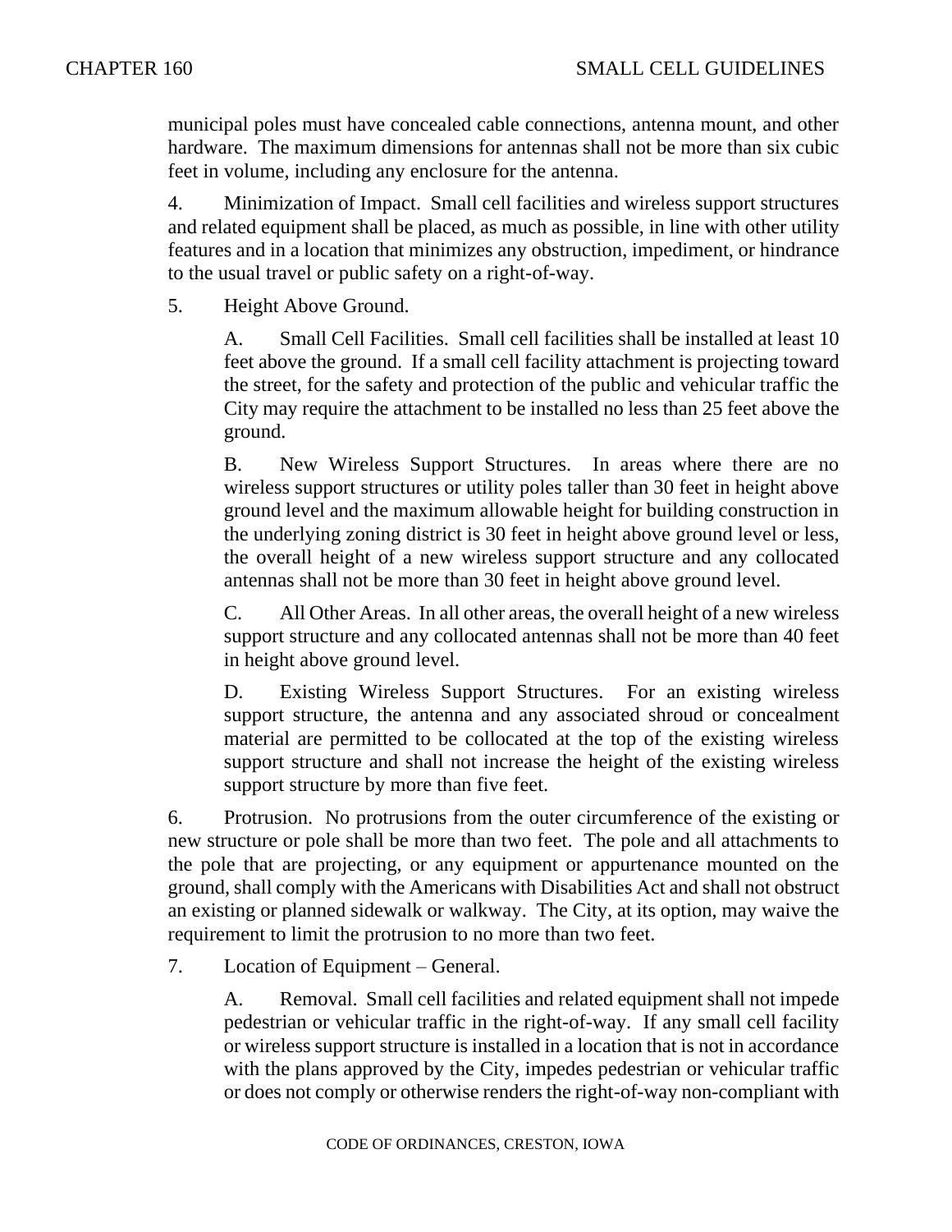municipal poles must have concealed cable connections, antenna mount, and other hardware. The maximum dimensions for antennas shall not be more than six cubic feet in volume, including any enclosure for the antenna.

4. Minimization of Impact. Small cell facilities and wireless support structures and related equipment shall be placed, as much as possible, in line with other utility features and in a location that minimizes any obstruction, impediment, or hindrance to the usual travel or public safety on a right-of-way.

5. Height Above Ground.

A. Small Cell Facilities. Small cell facilities shall be installed at least 10 feet above the ground. If a small cell facility attachment is projecting toward the street, for the safety and protection of the public and vehicular traffic the City may require the attachment to be installed no less than 25 feet above the ground.

B. New Wireless Support Structures. In areas where there are no wireless support structures or utility poles taller than 30 feet in height above ground level and the maximum allowable height for building construction in the underlying zoning district is 30 feet in height above ground level or less, the overall height of a new wireless support structure and any collocated antennas shall not be more than 30 feet in height above ground level.

C. All Other Areas. In all other areas, the overall height of a new wireless support structure and any collocated antennas shall not be more than 40 feet in height above ground level.

D. Existing Wireless Support Structures. For an existing wireless support structure, the antenna and any associated shroud or concealment material are permitted to be collocated at the top of the existing wireless support structure and shall not increase the height of the existing wireless support structure by more than five feet.

6. Protrusion. No protrusions from the outer circumference of the existing or new structure or pole shall be more than two feet. The pole and all attachments to the pole that are projecting, or any equipment or appurtenance mounted on the ground, shall comply with the Americans with Disabilities Act and shall not obstruct an existing or planned sidewalk or walkway. The City, at its option, may waive the requirement to limit the protrusion to no more than two feet.

7. Location of Equipment – General.

A. Removal. Small cell facilities and related equipment shall not impede pedestrian or vehicular traffic in the right-of-way. If any small cell facility or wireless support structure is installed in a location that is not in accordance with the plans approved by the City, impedes pedestrian or vehicular traffic or does not comply or otherwise renders the right-of-way non-compliant with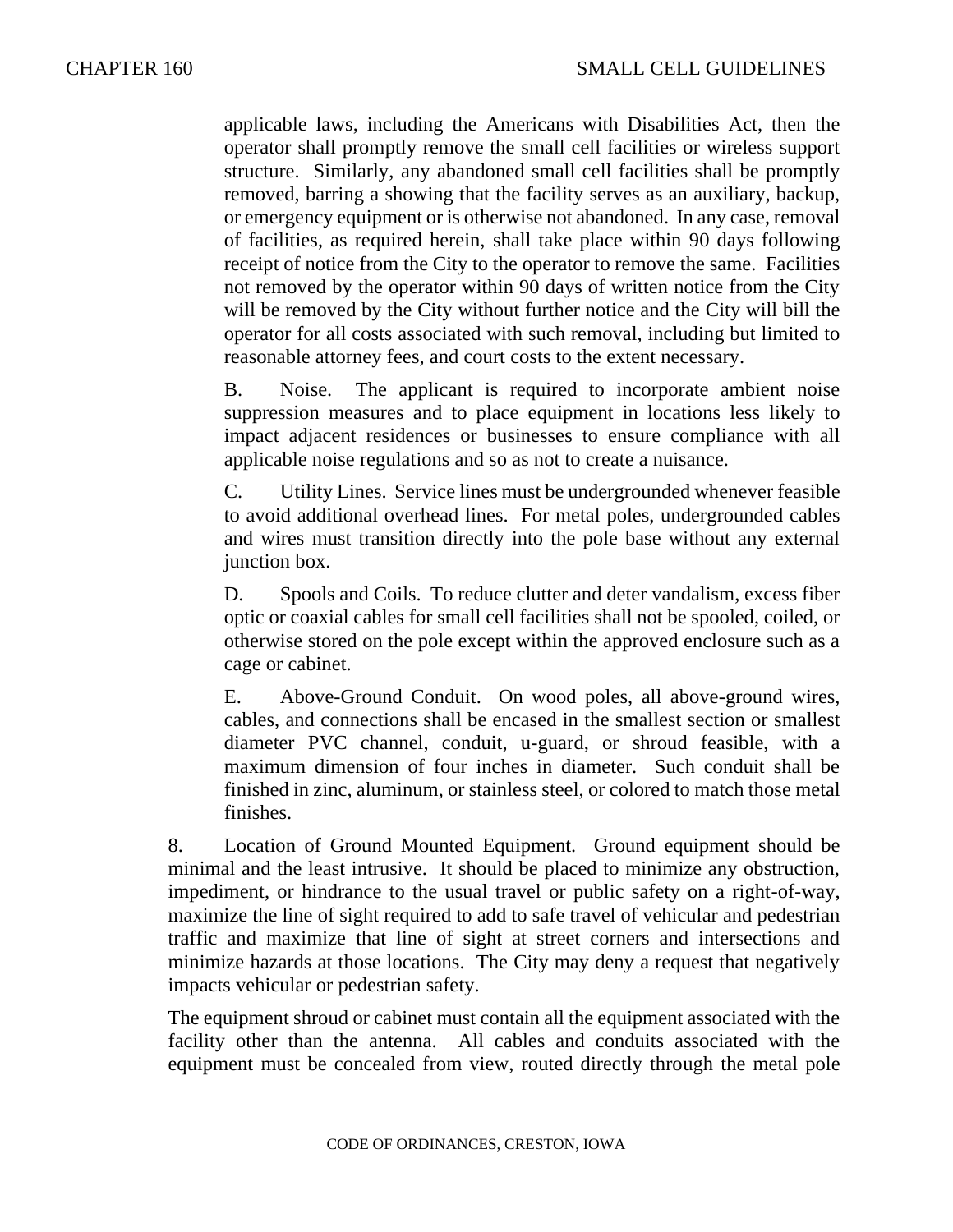applicable laws, including the Americans with Disabilities Act, then the operator shall promptly remove the small cell facilities or wireless support structure. Similarly, any abandoned small cell facilities shall be promptly removed, barring a showing that the facility serves as an auxiliary, backup, or emergency equipment or is otherwise not abandoned. In any case, removal of facilities, as required herein, shall take place within 90 days following receipt of notice from the City to the operator to remove the same. Facilities not removed by the operator within 90 days of written notice from the City will be removed by the City without further notice and the City will bill the operator for all costs associated with such removal, including but limited to reasonable attorney fees, and court costs to the extent necessary.

B. Noise. The applicant is required to incorporate ambient noise suppression measures and to place equipment in locations less likely to impact adjacent residences or businesses to ensure compliance with all applicable noise regulations and so as not to create a nuisance.

C. Utility Lines. Service lines must be undergrounded whenever feasible to avoid additional overhead lines. For metal poles, undergrounded cables and wires must transition directly into the pole base without any external junction box.

D. Spools and Coils. To reduce clutter and deter vandalism, excess fiber optic or coaxial cables for small cell facilities shall not be spooled, coiled, or otherwise stored on the pole except within the approved enclosure such as a cage or cabinet.

E. Above-Ground Conduit. On wood poles, all above-ground wires, cables, and connections shall be encased in the smallest section or smallest diameter PVC channel, conduit, u-guard, or shroud feasible, with a maximum dimension of four inches in diameter. Such conduit shall be finished in zinc, aluminum, or stainless steel, or colored to match those metal finishes.

8. Location of Ground Mounted Equipment. Ground equipment should be minimal and the least intrusive. It should be placed to minimize any obstruction, impediment, or hindrance to the usual travel or public safety on a right-of-way, maximize the line of sight required to add to safe travel of vehicular and pedestrian traffic and maximize that line of sight at street corners and intersections and minimize hazards at those locations. The City may deny a request that negatively impacts vehicular or pedestrian safety.

The equipment shroud or cabinet must contain all the equipment associated with the facility other than the antenna. All cables and conduits associated with the equipment must be concealed from view, routed directly through the metal pole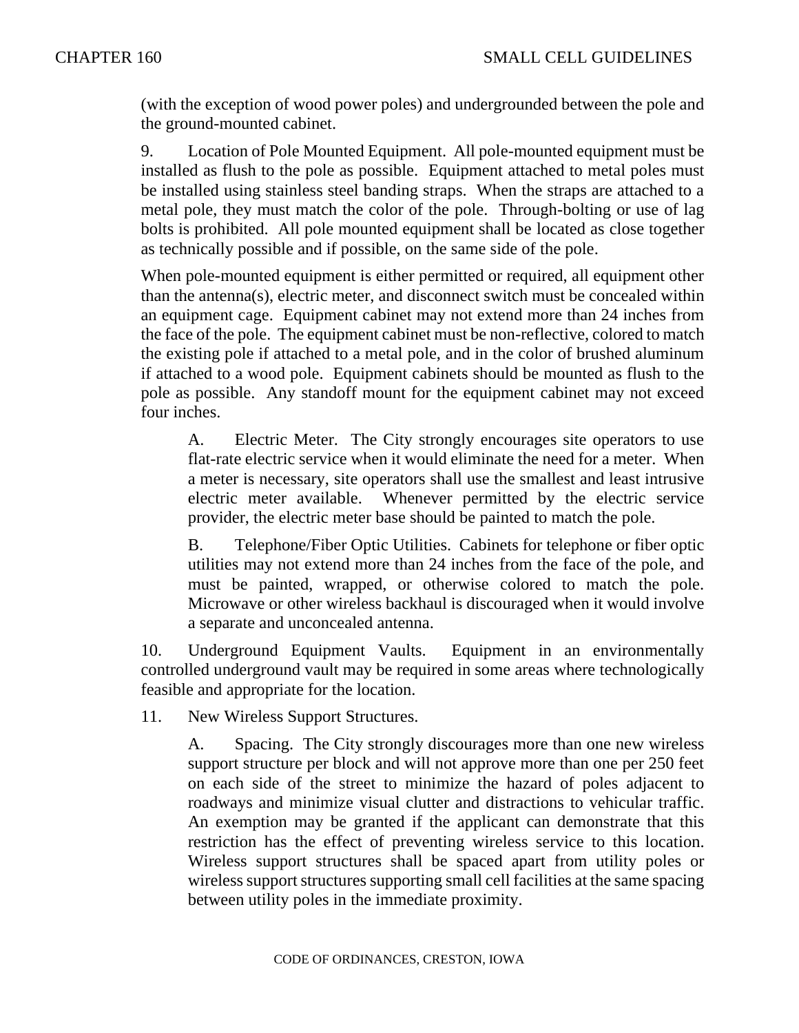(with the exception of wood power poles) and undergrounded between the pole and the ground-mounted cabinet.

9. Location of Pole Mounted Equipment. All pole-mounted equipment must be installed as flush to the pole as possible. Equipment attached to metal poles must be installed using stainless steel banding straps. When the straps are attached to a metal pole, they must match the color of the pole. Through-bolting or use of lag bolts is prohibited. All pole mounted equipment shall be located as close together as technically possible and if possible, on the same side of the pole.

When pole-mounted equipment is either permitted or required, all equipment other than the antenna(s), electric meter, and disconnect switch must be concealed within an equipment cage. Equipment cabinet may not extend more than 24 inches from the face of the pole. The equipment cabinet must be non-reflective, colored to match the existing pole if attached to a metal pole, and in the color of brushed aluminum if attached to a wood pole. Equipment cabinets should be mounted as flush to the pole as possible. Any standoff mount for the equipment cabinet may not exceed four inches.

> A. Electric Meter. The City strongly encourages site operators to use flat-rate electric service when it would eliminate the need for a meter. When a meter is necessary, site operators shall use the smallest and least intrusive electric meter available. Whenever permitted by the electric service provider, the electric meter base should be painted to match the pole.
>
> B. Telephone/Fiber Optic Utilities. Cabinets for telephone or fiber optic utilities may not extend more than 24 inches from the face of the pole, and must be painted, wrapped, or otherwise colored to match the pole. Microwave or other wireless backhaul is discouraged when it would involve a separate and unconcealed antenna.

10. Underground Equipment Vaults. Equipment in an environmentally controlled underground vault may be required in some areas where technologically feasible and appropriate for the location.

11. New Wireless Support Structures.

> A. Spacing. The City strongly discourages more than one new wireless support structure per block and will not approve more than one per 250 feet on each side of the street to minimize the hazard of poles adjacent to roadways and minimize visual clutter and distractions to vehicular traffic. An exemption may be granted if the applicant can demonstrate that this restriction has the effect of preventing wireless service to this location. Wireless support structures shall be spaced apart from utility poles or wireless support structures supporting small cell facilities at the same spacing between utility poles in the immediate proximity.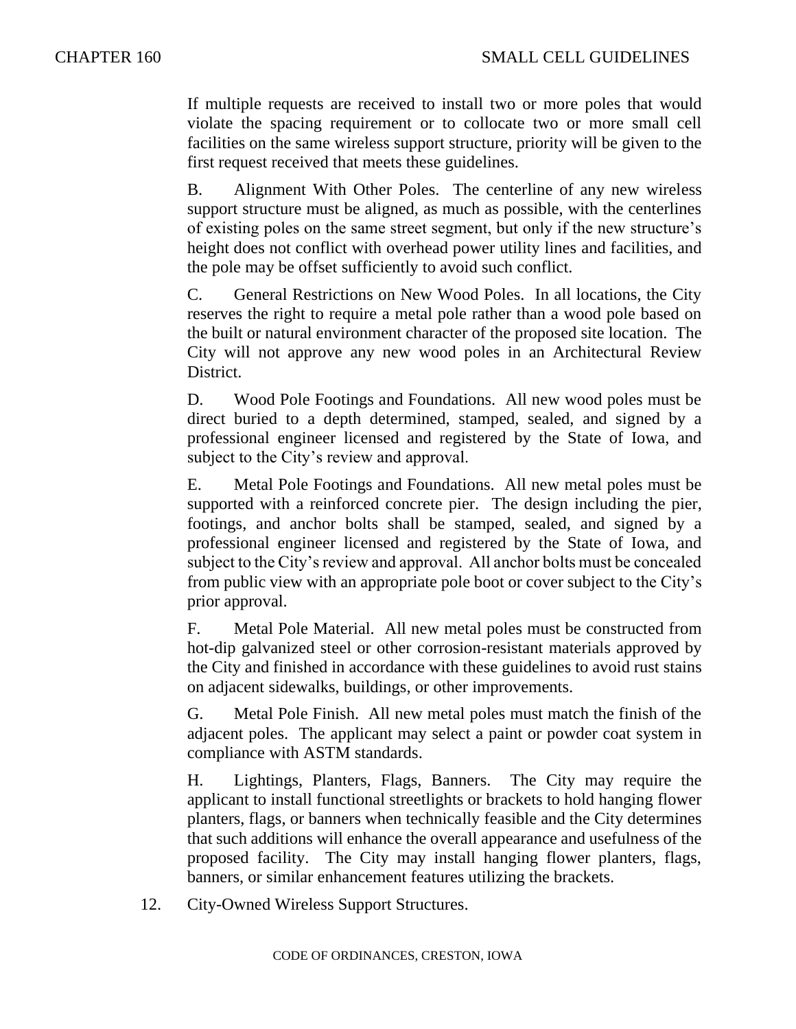If multiple requests are received to install two or more poles that would violate the spacing requirement or to collocate two or more small cell facilities on the same wireless support structure, priority will be given to the first request received that meets these guidelines.

B. Alignment With Other Poles. The centerline of any new wireless support structure must be aligned, as much as possible, with the centerlines of existing poles on the same street segment, but only if the new structure's height does not conflict with overhead power utility lines and facilities, and the pole may be offset sufficiently to avoid such conflict.

C. General Restrictions on New Wood Poles. In all locations, the City reserves the right to require a metal pole rather than a wood pole based on the built or natural environment character of the proposed site location. The City will not approve any new wood poles in an Architectural Review District.

D. Wood Pole Footings and Foundations. All new wood poles must be direct buried to a depth determined, stamped, sealed, and signed by a professional engineer licensed and registered by the State of Iowa, and subject to the City's review and approval.

E. Metal Pole Footings and Foundations. All new metal poles must be supported with a reinforced concrete pier. The design including the pier, footings, and anchor bolts shall be stamped, sealed, and signed by a professional engineer licensed and registered by the State of Iowa, and subject to the City's review and approval. All anchor bolts must be concealed from public view with an appropriate pole boot or cover subject to the City's prior approval.

F. Metal Pole Material. All new metal poles must be constructed from hot-dip galvanized steel or other corrosion-resistant materials approved by the City and finished in accordance with these guidelines to avoid rust stains on adjacent sidewalks, buildings, or other improvements.

G. Metal Pole Finish. All new metal poles must match the finish of the adjacent poles. The applicant may select a paint or powder coat system in compliance with ASTM standards.

H. Lightings, Planters, Flags, Banners. The City may require the applicant to install functional streetlights or brackets to hold hanging flower planters, flags, or banners when technically feasible and the City determines that such additions will enhance the overall appearance and usefulness of the proposed facility. The City may install hanging flower planters, flags, banners, or similar enhancement features utilizing the brackets.

12. City-Owned Wireless Support Structures.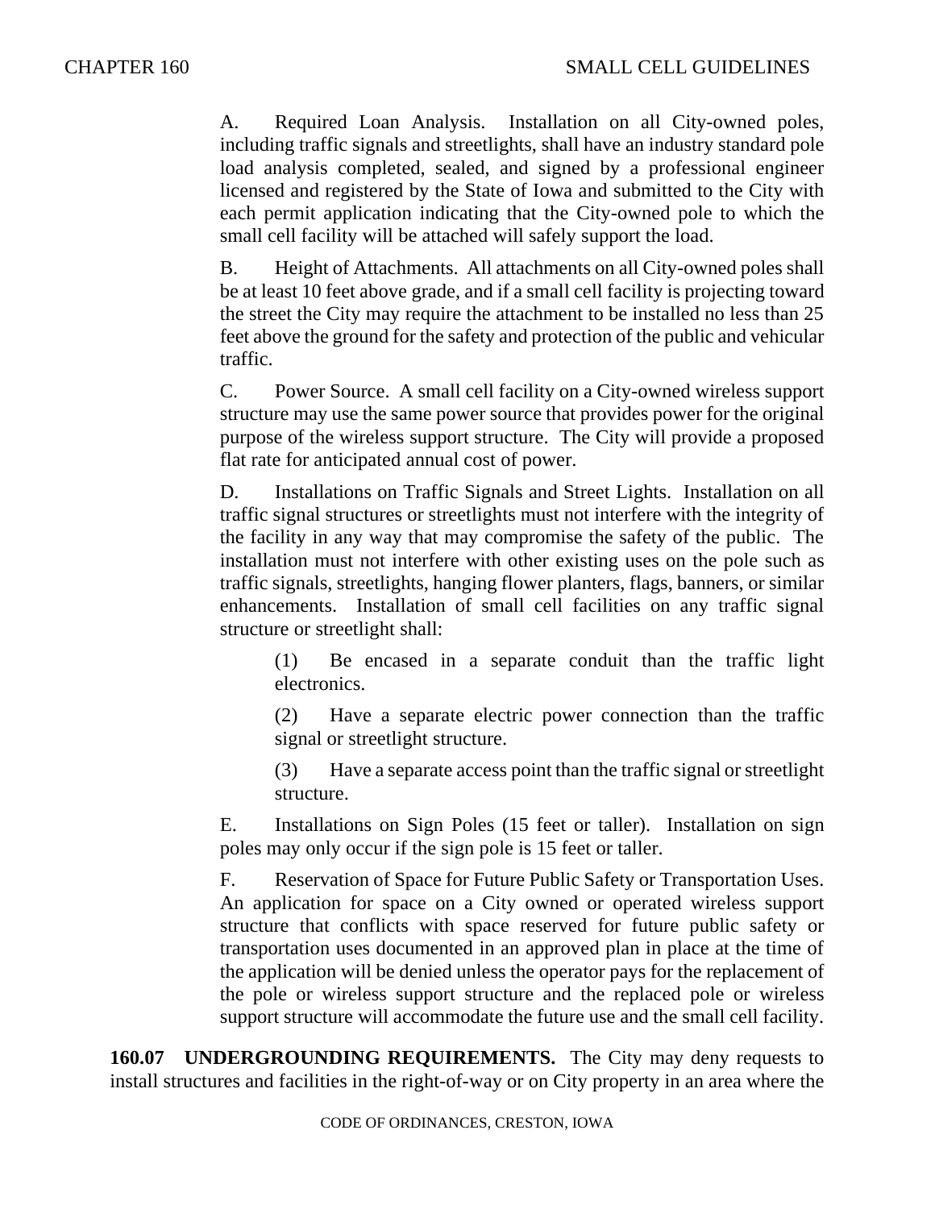A. Required Loan Analysis. Installation on all City-owned poles, including traffic signals and streetlights, shall have an industry standard pole load analysis completed, sealed, and signed by a professional engineer licensed and registered by the State of Iowa and submitted to the City with each permit application indicating that the City-owned pole to which the small cell facility will be attached will safely support the load.

B. Height of Attachments. All attachments on all City-owned poles shall be at least 10 feet above grade, and if a small cell facility is projecting toward the street the City may require the attachment to be installed no less than 25 feet above the ground for the safety and protection of the public and vehicular traffic.

C. Power Source. A small cell facility on a City-owned wireless support structure may use the same power source that provides power for the original purpose of the wireless support structure. The City will provide a proposed flat rate for anticipated annual cost of power.

D. Installations on Traffic Signals and Street Lights. Installation on all traffic signal structures or streetlights must not interfere with the integrity of the facility in any way that may compromise the safety of the public. The installation must not interfere with other existing uses on the pole such as traffic signals, streetlights, hanging flower planters, flags, banners, or similar enhancements. Installation of small cell facilities on any traffic signal structure or streetlight shall:

> (1) Be encased in a separate conduit than the traffic light electronics.
>
> (2) Have a separate electric power connection than the traffic signal or streetlight structure.
>
> (3) Have a separate access point than the traffic signal or streetlight structure.

E. Installations on Sign Poles (15 feet or taller). Installation on sign poles may only occur if the sign pole is 15 feet or taller.

F. Reservation of Space for Future Public Safety or Transportation Uses. An application for space on a City owned or operated wireless support structure that conflicts with space reserved for future public safety or transportation uses documented in an approved plan in place at the time of the application will be denied unless the operator pays for the replacement of the pole or wireless support structure and the replaced pole or wireless support structure will accommodate the future use and the small cell facility.

**160.07 UNDERGROUNDING REQUIREMENTS.** The City may deny requests to install structures and facilities in the right-of-way or on City property in an area where the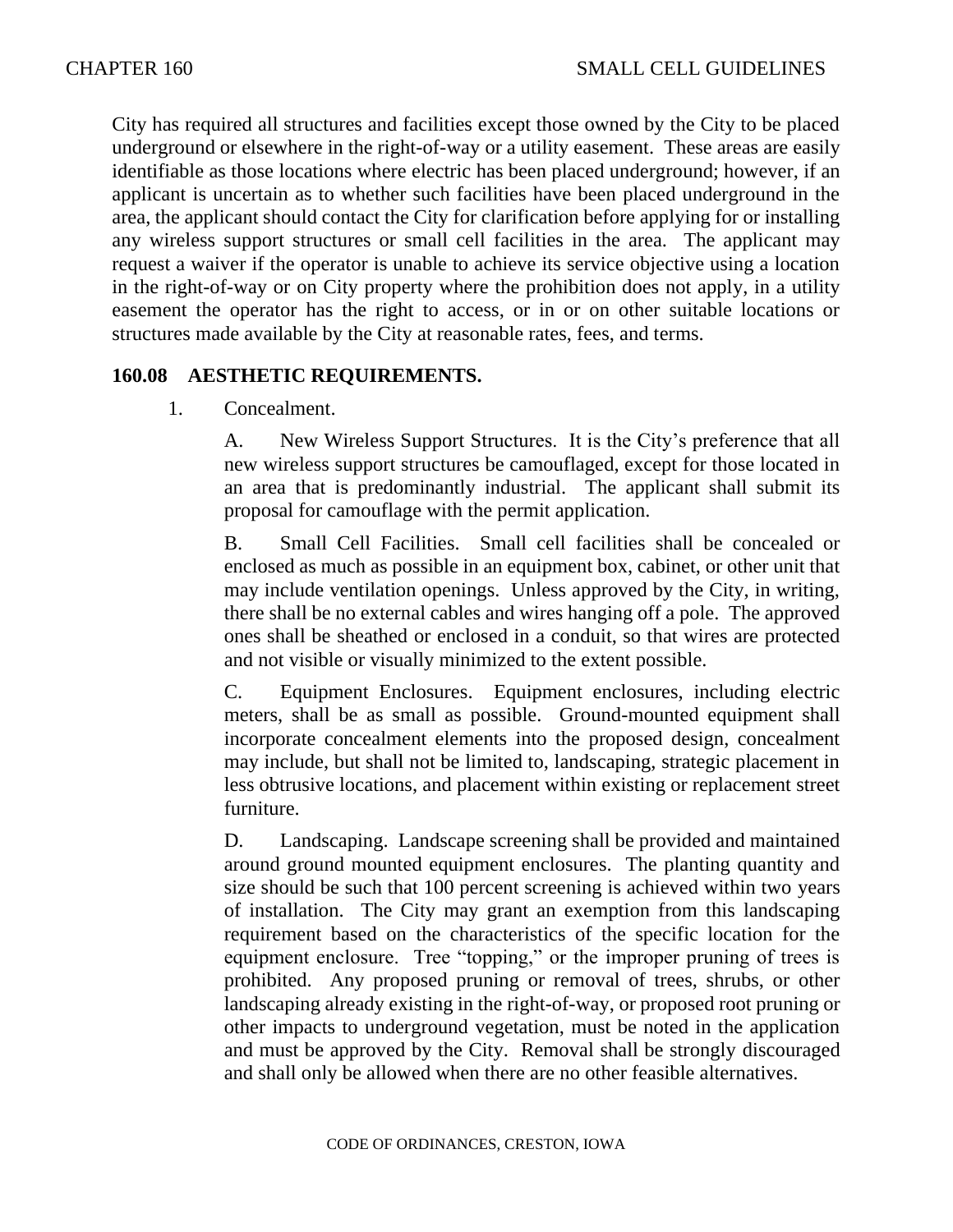City has required all structures and facilities except those owned by the City to be placed underground or elsewhere in the right-of-way or a utility easement. These areas are easily identifiable as those locations where electric has been placed underground; however, if an applicant is uncertain as to whether such facilities have been placed underground in the area, the applicant should contact the City for clarification before applying for or installing any wireless support structures or small cell facilities in the area. The applicant may request a waiver if the operator is unable to achieve its service objective using a location in the right-of-way or on City property where the prohibition does not apply, in a utility easement the operator has the right to access, or in or on other suitable locations or structures made available by the City at reasonable rates, fees, and terms.

**160.08 AESTHETIC REQUIREMENTS.**

1. Concealment.

   A. New Wireless Support Structures. It is the City's preference that all new wireless support structures be camouflaged, except for those located in an area that is predominantly industrial. The applicant shall submit its proposal for camouflage with the permit application.

   B. Small Cell Facilities. Small cell facilities shall be concealed or enclosed as much as possible in an equipment box, cabinet, or other unit that may include ventilation openings. Unless approved by the City, in writing, there shall be no external cables and wires hanging off a pole. The approved ones shall be sheathed or enclosed in a conduit, so that wires are protected and not visible or visually minimized to the extent possible.

   C. Equipment Enclosures. Equipment enclosures, including electric meters, shall be as small as possible. Ground-mounted equipment shall incorporate concealment elements into the proposed design, concealment may include, but shall not be limited to, landscaping, strategic placement in less obtrusive locations, and placement within existing or replacement street furniture.

   D. Landscaping. Landscape screening shall be provided and maintained around ground mounted equipment enclosures. The planting quantity and size should be such that 100 percent screening is achieved within two years of installation. The City may grant an exemption from this landscaping requirement based on the characteristics of the specific location for the equipment enclosure. Tree "topping," or the improper pruning of trees is prohibited. Any proposed pruning or removal of trees, shrubs, or other landscaping already existing in the right-of-way, or proposed root pruning or other impacts to underground vegetation, must be noted in the application and must be approved by the City. Removal shall be strongly discouraged and shall only be allowed when there are no other feasible alternatives.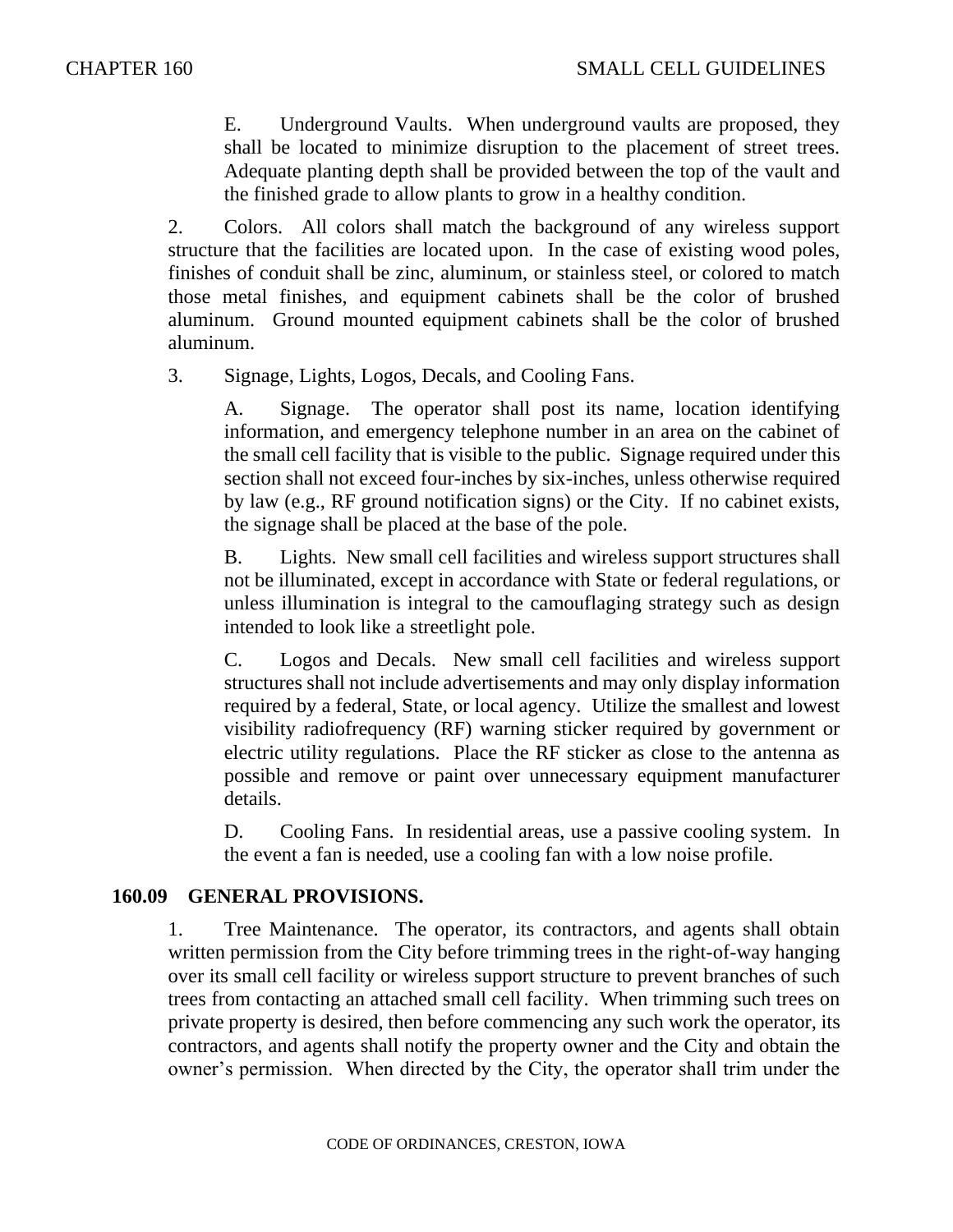E. Underground Vaults. When underground vaults are proposed, they shall be located to minimize disruption to the placement of street trees. Adequate planting depth shall be provided between the top of the vault and the finished grade to allow plants to grow in a healthy condition.

2. Colors. All colors shall match the background of any wireless support structure that the facilities are located upon. In the case of existing wood poles, finishes of conduit shall be zinc, aluminum, or stainless steel, or colored to match those metal finishes, and equipment cabinets shall be the color of brushed aluminum. Ground mounted equipment cabinets shall be the color of brushed aluminum.

3. Signage, Lights, Logos, Decals, and Cooling Fans.

A. Signage. The operator shall post its name, location identifying information, and emergency telephone number in an area on the cabinet of the small cell facility that is visible to the public. Signage required under this section shall not exceed four-inches by six-inches, unless otherwise required by law (e.g., RF ground notification signs) or the City. If no cabinet exists, the signage shall be placed at the base of the pole.

B. Lights. New small cell facilities and wireless support structures shall not be illuminated, except in accordance with State or federal regulations, or unless illumination is integral to the camouflaging strategy such as design intended to look like a streetlight pole.

C. Logos and Decals. New small cell facilities and wireless support structures shall not include advertisements and may only display information required by a federal, State, or local agency. Utilize the smallest and lowest visibility radiofrequency (RF) warning sticker required by government or electric utility regulations. Place the RF sticker as close to the antenna as possible and remove or paint over unnecessary equipment manufacturer details.

D. Cooling Fans. In residential areas, use a passive cooling system. In the event a fan is needed, use a cooling fan with a low noise profile.

## 160.09 GENERAL PROVISIONS.

1. Tree Maintenance. The operator, its contractors, and agents shall obtain written permission from the City before trimming trees in the right-of-way hanging over its small cell facility or wireless support structure to prevent branches of such trees from contacting an attached small cell facility. When trimming such trees on private property is desired, then before commencing any such work the operator, its contractors, and agents shall notify the property owner and the City and obtain the owner's permission. When directed by the City, the operator shall trim under the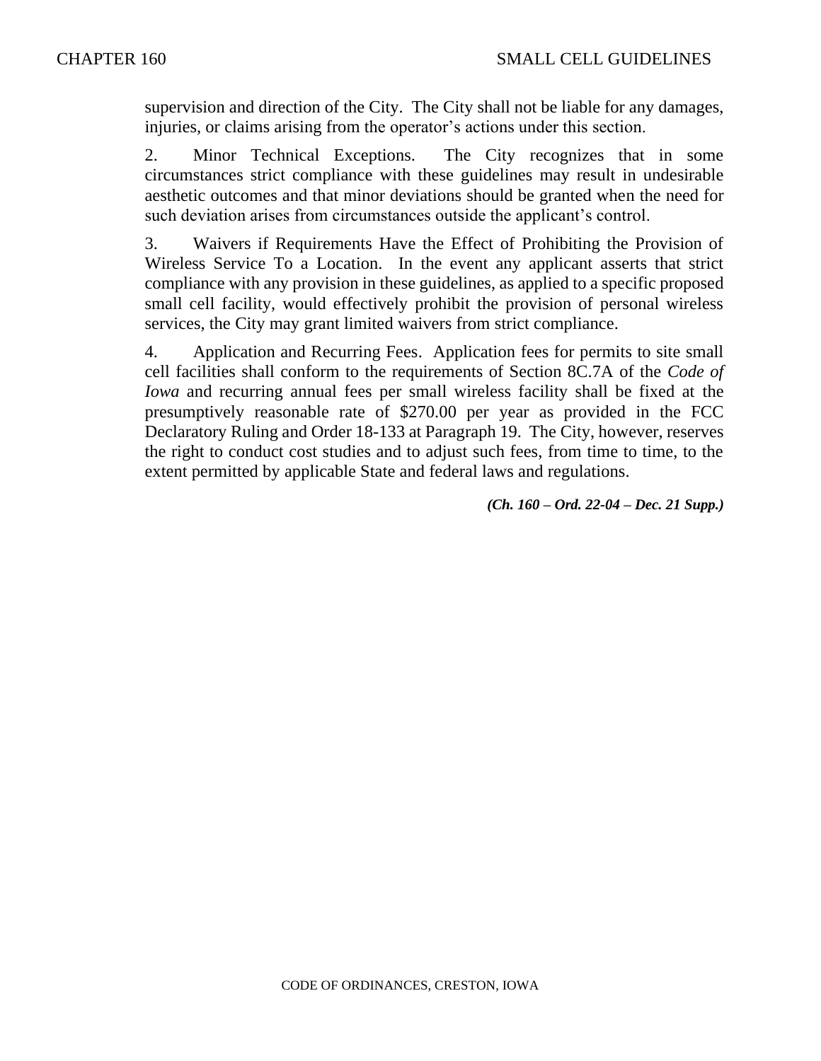supervision and direction of the City. The City shall not be liable for any damages, injuries, or claims arising from the operator's actions under this section.

2. Minor Technical Exceptions. The City recognizes that in some circumstances strict compliance with these guidelines may result in undesirable aesthetic outcomes and that minor deviations should be granted when the need for such deviation arises from circumstances outside the applicant's control.

3. Waivers if Requirements Have the Effect of Prohibiting the Provision of Wireless Service To a Location. In the event any applicant asserts that strict compliance with any provision in these guidelines, as applied to a specific proposed small cell facility, would effectively prohibit the provision of personal wireless services, the City may grant limited waivers from strict compliance.

4. Application and Recurring Fees. Application fees for permits to site small cell facilities shall conform to the requirements of Section 8C.7A of the *Code of Iowa* and recurring annual fees per small wireless facility shall be fixed at the presumptively reasonable rate of $270.00 per year as provided in the FCC Declaratory Ruling and Order 18-133 at Paragraph 19. The City, however, reserves the right to conduct cost studies and to adjust such fees, from time to time, to the extent permitted by applicable State and federal laws and regulations.

***(Ch. 160 – Ord. 22-04 – Dec. 21 Supp.)***